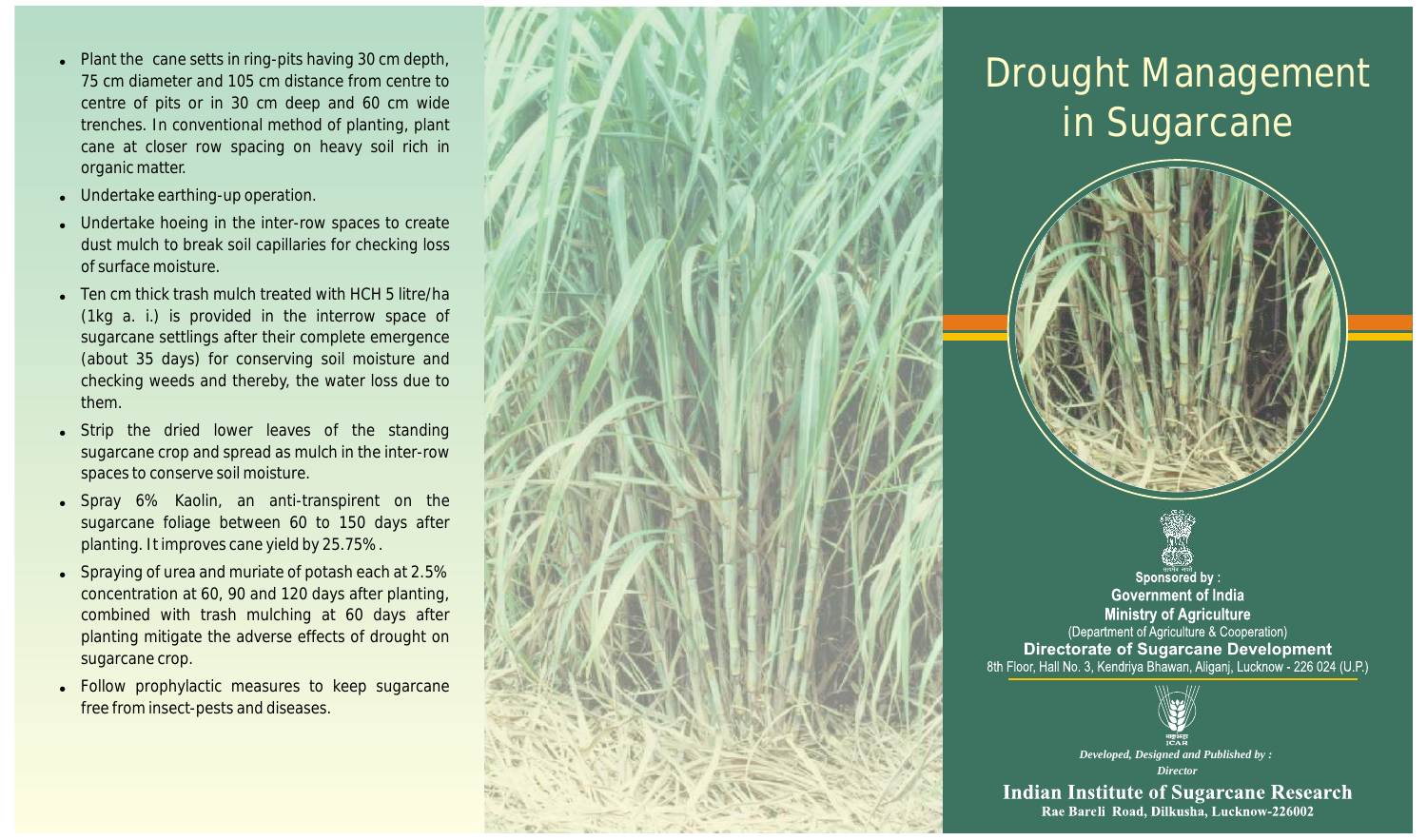- Plant the cane setts in ring-pits having 30 cm depth, 75 cm diameter and 105 cm distance from centre to centre of pits or in 30 cm deep and 60 cm wide trenches. In conventional method of planting, plant cane at closer row spacing on heavy soil rich in organic matter.
- Undertake earthing-up operation.
- Undertake hoeing in the inter-row spaces to create dust mulch to break soil capillaries for checking loss of surface moisture.
- Ten cm thick trash mulch treated with HCH 5 litre/ha (1kg a. i.) is provided in the interrow space of sugarcane settlings after their complete emergence (about 35 days) for conserving soil moisture and checking weeds and thereby, the water loss due to them.
- Strip the dried lower leaves of the standing sugarcane crop and spread as mulch in the inter-row spaces to conserve soil moisture.
- Spray 6% Kaolin, an anti-transpirent on the sugarcane foliage between 60 to 150 days after planting. It improves cane yield by 25.75%.
- Spraying of urea and muriate of potash each at 2.5% concentration at 60, 90 and 120 days after planting, combined with trash mulching at 60 days after planting mitigate the adverse effects of drought on sugarcane crop.
- Follow prophylactic measures to keep sugarcane free from insect-pests and diseases.

# Drought Management in Sugarcane

**Sponsored by :**
**Government of India**
**Ministry of Agriculture**
(Department of Agriculture & Cooperation)
**Directorate of Sugarcane Development**
8th Floor, Hall No. 3, Kendriya Bhawan, Aliganj, Lucknow - 226 024 (U.P.)

*Developed, Designed and Published by :*
*Director*
**Indian Institute of Sugarcane Research**
**Rae Bareli Road, Dilkusha, Lucknow-226002**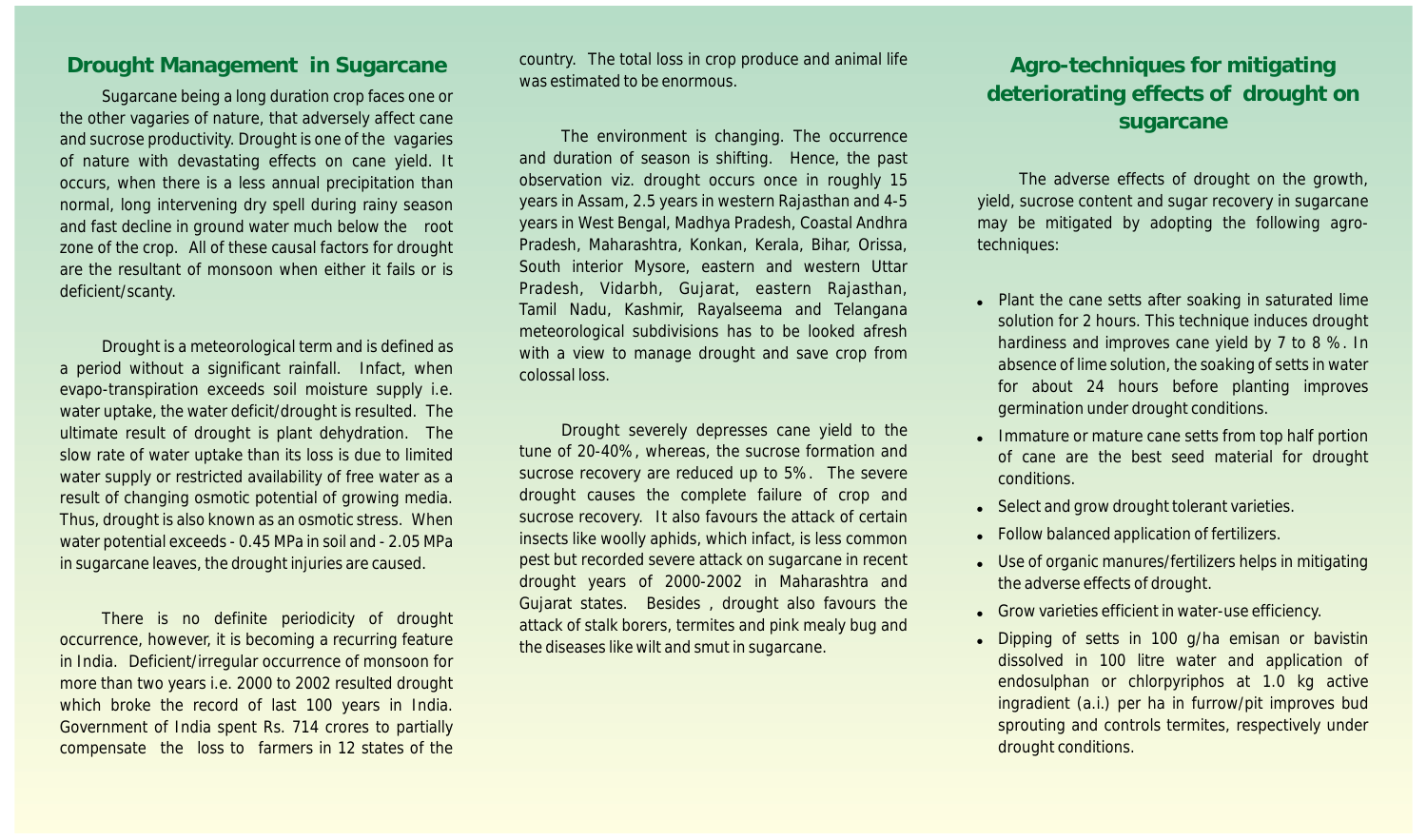## Drought Management in Sugarcane

Sugarcane being a long duration crop faces one or the other vagaries of nature, that adversely affect cane and sucrose productivity. Drought is one of the vagaries of nature with devastating effects on cane yield. It occurs, when there is a less annual precipitation than normal, long intervening dry spell during rainy season and fast decline in ground water much below the root zone of the crop. All of these causal factors for drought are the resultant of monsoon when either it fails or is deficient/scanty.

Drought is a meteorological term and is defined as a period without a significant rainfall. Infact, when evapo-transpiration exceeds soil moisture supply i.e. water uptake, the water deficit/drought is resulted. The ultimate result of drought is plant dehydration. The slow rate of water uptake than its loss is due to limited water supply or restricted availability of free water as a result of changing osmotic potential of growing media. Thus, drought is also known as an osmotic stress. When water potential exceeds - 0.45 MPa in soil and - 2.05 MPa in sugarcane leaves, the drought injuries are caused.

There is no definite periodicity of drought occurrence, however, it is becoming a recurring feature in India. Deficient/irregular occurrence of monsoon for more than two years i.e. 2000 to 2002 resulted drought which broke the record of last 100 years in India. Government of India spent Rs. 714 crores to partially compensate the loss to farmers in 12 states of the country. The total loss in crop produce and animal life was estimated to be enormous.

The environment is changing. The occurrence and duration of season is shifting. Hence, the past observation viz. drought occurs once in roughly 15 years in Assam, 2.5 years in western Rajasthan and 4-5 years in West Bengal, Madhya Pradesh, Coastal Andhra Pradesh, Maharashtra, Konkan, Kerala, Bihar, Orissa, South interior Mysore, eastern and western Uttar Pradesh, Vidarbh, Gujarat, eastern Rajasthan, Tamil Nadu, Kashmir, Rayalseema and Telangana meteorological subdivisions has to be looked afresh with a view to manage drought and save crop from colossal loss.

Drought severely depresses cane yield to the tune of 20-40%, whereas, the sucrose formation and sucrose recovery are reduced up to 5%. The severe drought causes the complete failure of crop and sucrose recovery. It also favours the attack of certain insects like woolly aphids, which infact, is less common pest but recorded severe attack on sugarcane in recent drought years of 2000-2002 in Maharashtra and Gujarat states. Besides , drought also favours the attack of stalk borers, termites and pink mealy bug and the diseases like wilt and smut in sugarcane.

## Agro-techniques for mitigating deteriorating effects of drought on sugarcane

The adverse effects of drought on the growth, yield, sucrose content and sugar recovery in sugarcane may be mitigated by adopting the following agro-techniques:

- Plant the cane setts after soaking in saturated lime solution for 2 hours. This technique induces drought hardiness and improves cane yield by 7 to 8 %. In absence of lime solution, the soaking of setts in water for about 24 hours before planting improves germination under drought conditions.
- Immature or mature cane setts from top half portion of cane are the best seed material for drought conditions.
- Select and grow drought tolerant varieties.
- Follow balanced application of fertilizers.
- Use of organic manures/fertilizers helps in mitigating the adverse effects of drought.
- Grow varieties efficient in water-use efficiency.
- Dipping of setts in 100 g/ha emisan or bavistin dissolved in 100 litre water and application of endosulphan or chlorpyriphos at 1.0 kg active ingradient (a.i.) per ha in furrow/pit improves bud sprouting and controls termites, respectively under drought conditions.